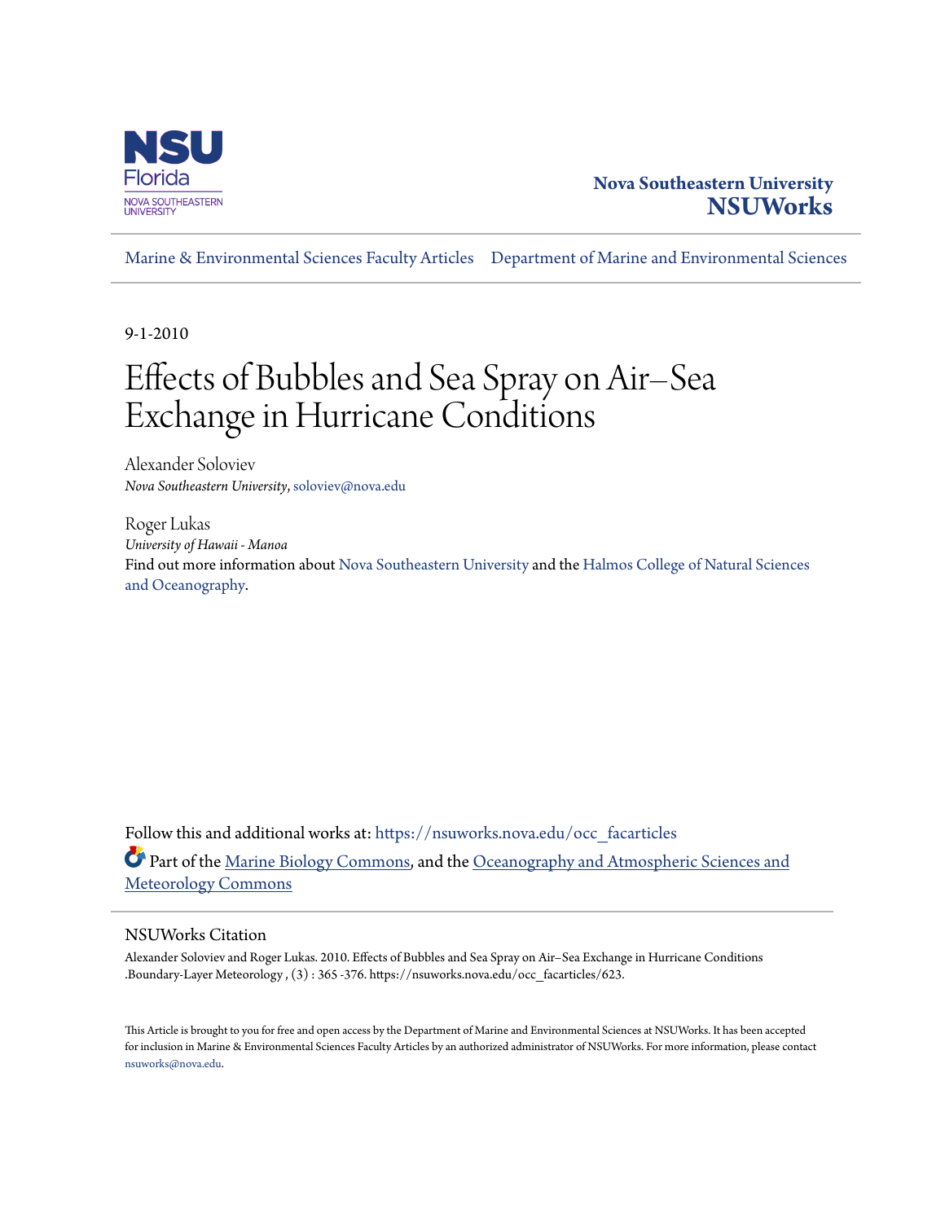Nova Southeastern University
**NSUWorks**

Marine & Environmental Sciences Faculty Articles    Department of Marine and Environmental Sciences

9-1-2010

# Effects of Bubbles and Sea Spray on Air–Sea Exchange in Hurricane Conditions

Alexander Soloviev
*Nova Southeastern University*, soloviev@nova.edu

Roger Lukas
*University of Hawaii - Manoa*

Find out more information about Nova Southeastern University and the Halmos College of Natural Sciences and Oceanography.

Follow this and additional works at: https://nsuworks.nova.edu/occ_facarticles

Part of the Marine Biology Commons, and the Oceanography and Atmospheric Sciences and Meteorology Commons

## NSUWorks Citation

Alexander Soloviev and Roger Lukas. 2010. Effects of Bubbles and Sea Spray on Air–Sea Exchange in Hurricane Conditions .Boundary-Layer Meteorology , (3) : 365 -376. https://nsuworks.nova.edu/occ_facarticles/623.

This Article is brought to you for free and open access by the Department of Marine and Environmental Sciences at NSUWorks. It has been accepted for inclusion in Marine & Environmental Sciences Faculty Articles by an authorized administrator of NSUWorks. For more information, please contact nsuworks@nova.edu.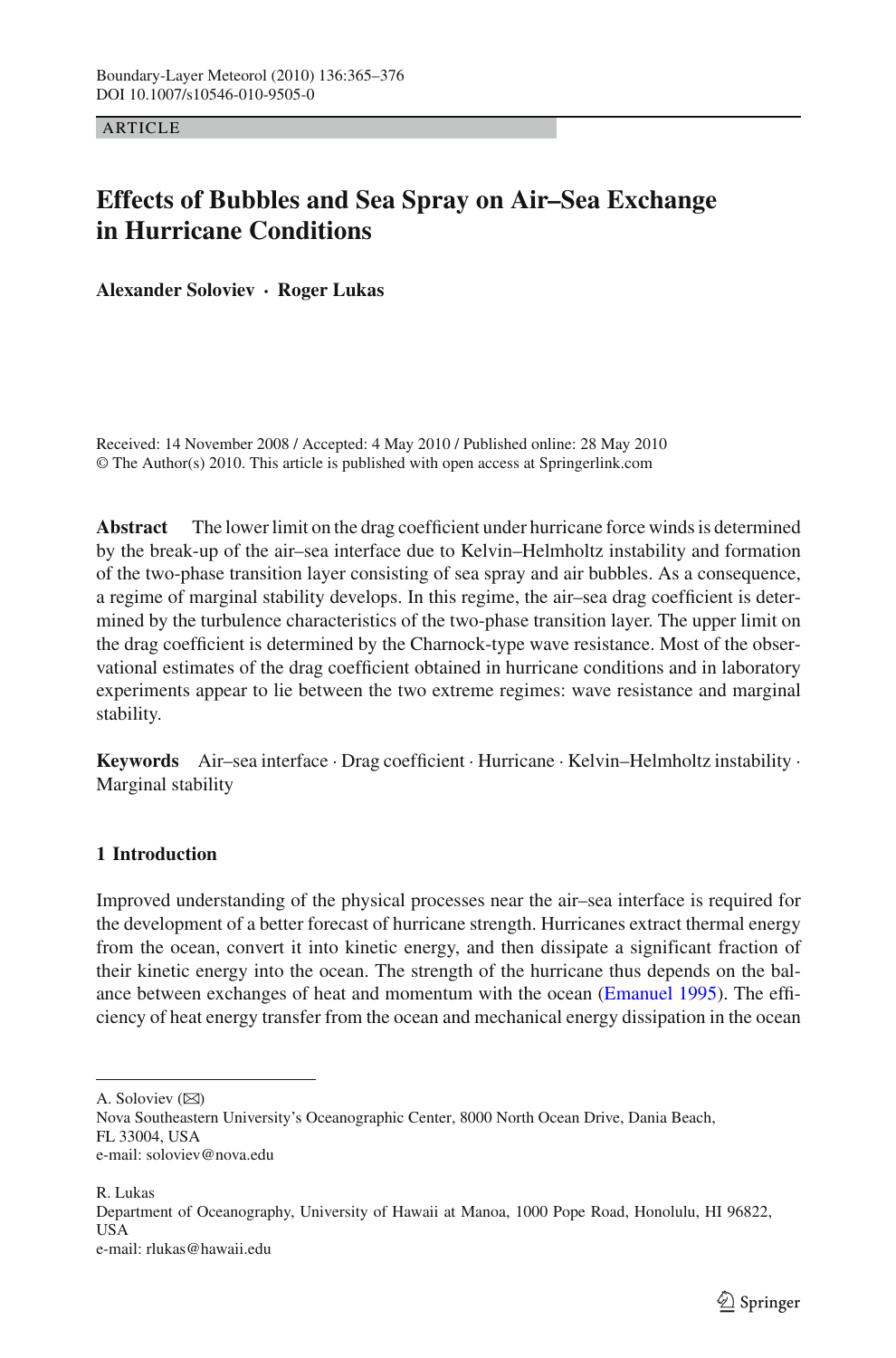ARTICLE

# Effects of Bubbles and Sea Spray on Air–Sea Exchange in Hurricane Conditions

**Alexander Soloviev · Roger Lukas**

Received: 14 November 2008 / Accepted: 4 May 2010 / Published online: 28 May 2010
© The Author(s) 2010. This article is published with open access at Springerlink.com

**Abstract** The lower limit on the drag coefficient under hurricane force winds is determined by the break-up of the air–sea interface due to Kelvin–Helmholtz instability and formation of the two-phase transition layer consisting of sea spray and air bubbles. As a consequence, a regime of marginal stability develops. In this regime, the air–sea drag coefficient is determined by the turbulence characteristics of the two-phase transition layer. The upper limit on the drag coefficient is determined by the Charnock-type wave resistance. Most of the observational estimates of the drag coefficient obtained in hurricane conditions and in laboratory experiments appear to lie between the two extreme regimes: wave resistance and marginal stability.

**Keywords** Air–sea interface · Drag coefficient · Hurricane · Kelvin–Helmholtz instability · Marginal stability

## 1 Introduction

Improved understanding of the physical processes near the air–sea interface is required for the development of a better forecast of hurricane strength. Hurricanes extract thermal energy from the ocean, convert it into kinetic energy, and then dissipate a significant fraction of their kinetic energy into the ocean. The strength of the hurricane thus depends on the balance between exchanges of heat and momentum with the ocean (Emanuel 1995). The efficiency of heat energy transfer from the ocean and mechanical energy dissipation in the ocean

---

A. Soloviev (✉)
Nova Southeastern University's Oceanographic Center, 8000 North Ocean Drive, Dania Beach, FL 33004, USA
e-mail: soloviev@nova.edu

R. Lukas
Department of Oceanography, University of Hawaii at Manoa, 1000 Pope Road, Honolulu, HI 96822, USA
e-mail: rlukas@hawaii.edu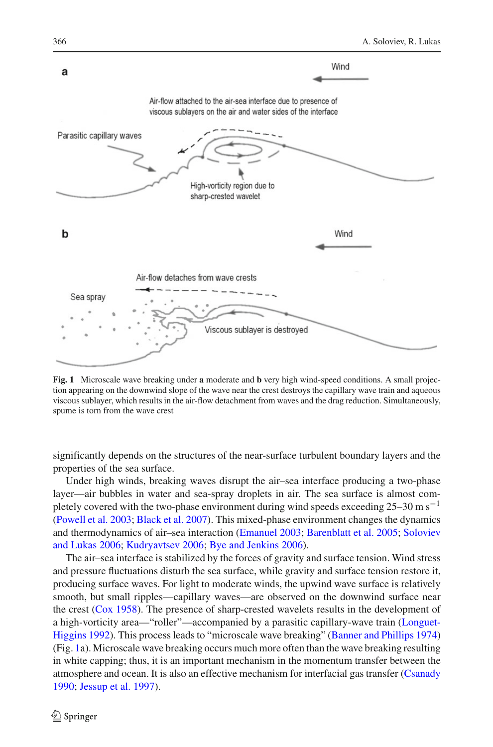**Fig. 1** Microscale wave breaking under **a** moderate and **b** very high wind-speed conditions. A small projection appearing on the downwind slope of the wave near the crest destroys the capillary wave train and aqueous viscous sublayer, which results in the air-flow detachment from waves and the drag reduction. Simultaneously, spume is torn from the wave crest

significantly depends on the structures of the near-surface turbulent boundary layers and the properties of the sea surface.

Under high winds, breaking waves disrupt the air–sea interface producing a two-phase layer—air bubbles in water and sea-spray droplets in air. The sea surface is almost completely covered with the two-phase environment during wind speeds exceeding 25–30 m $s^{-1}$ (Powell et al. 2003; Black et al. 2007). This mixed-phase environment changes the dynamics and thermodynamics of air–sea interaction (Emanuel 2003; Barenblatt et al. 2005; Soloviev and Lukas 2006; Kudryavtsev 2006; Bye and Jenkins 2006).

The air–sea interface is stabilized by the forces of gravity and surface tension. Wind stress and pressure fluctuations disturb the sea surface, while gravity and surface tension restore it, producing surface waves. For light to moderate winds, the upwind wave surface is relatively smooth, but small ripples—capillary waves—are observed on the downwind surface near the crest (Cox 1958). The presence of sharp-crested wavelets results in the development of a high-vorticity area—"roller"—accompanied by a parasitic capillary-wave train (Longuet-Higgins 1992). This process leads to "microscale wave breaking" (Banner and Phillips 1974) (Fig. 1a). Microscale wave breaking occurs much more often than the wave breaking resulting in white capping; thus, it is an important mechanism in the momentum transfer between the atmosphere and ocean. It is also an effective mechanism for interfacial gas transfer (Csanady 1990; Jessup et al. 1997).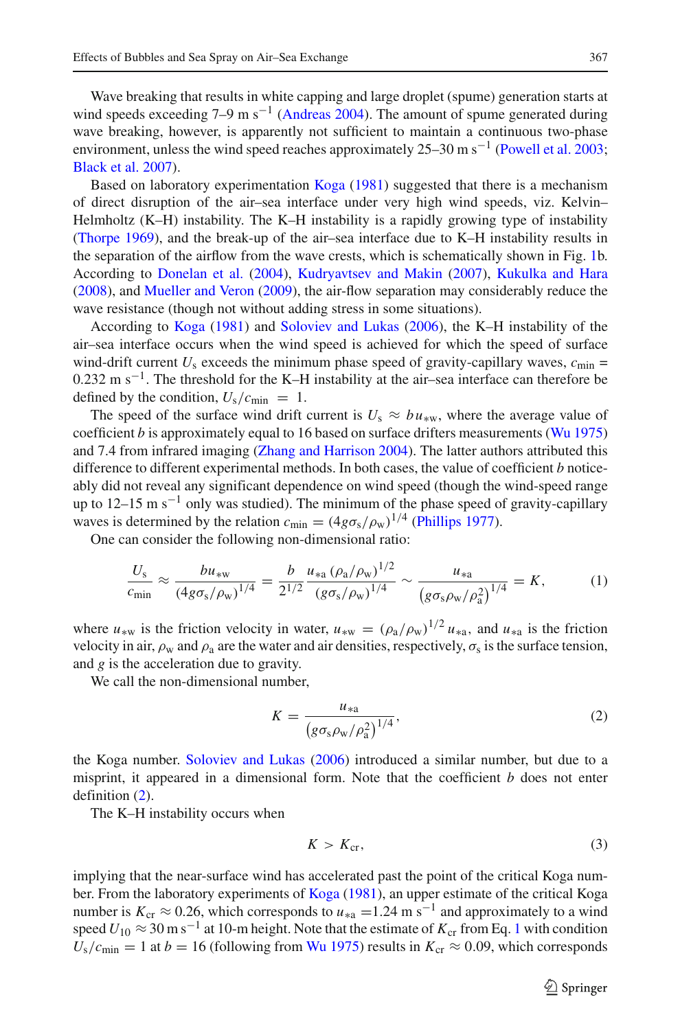Wave breaking that results in white capping and large droplet (spume) generation starts at wind speeds exceeding 7–9 m s$^{-1}$ (Andreas 2004). The amount of spume generated during wave breaking, however, is apparently not sufficient to maintain a continuous two-phase environment, unless the wind speed reaches approximately 25–30 m s$^{-1}$ (Powell et al. 2003; Black et al. 2007).

Based on laboratory experimentation Koga (1981) suggested that there is a mechanism of direct disruption of the air–sea interface under very high wind speeds, viz. Kelvin–Helmholtz (K–H) instability. The K–H instability is a rapidly growing type of instability (Thorpe 1969), and the break-up of the air–sea interface due to K–H instability results in the separation of the airflow from the wave crests, which is schematically shown in Fig. 1b. According to Donelan et al. (2004), Kudryavtsev and Makin (2007), Kukulka and Hara (2008), and Mueller and Veron (2009), the air-flow separation may considerably reduce the wave resistance (though not without adding stress in some situations).

According to Koga (1981) and Soloviev and Lukas (2006), the K–H instability of the air–sea interface occurs when the wind speed is achieved for which the speed of surface wind-drift current $U_s$ exceeds the minimum phase speed of gravity-capillary waves, $c_{min}$ = 0.232 m s$^{-1}$. The threshold for the K–H instability at the air–sea interface can therefore be defined by the condition, $U_s/c_{min} = 1$.

The speed of the surface wind drift current is $U_s \approx b u_{*w}$, where the average value of coefficient $b$ is approximately equal to 16 based on surface drifters measurements (Wu 1975) and 7.4 from infrared imaging (Zhang and Harrison 2004). The latter authors attributed this difference to different experimental methods. In both cases, the value of coefficient $b$ noticeably did not reveal any significant dependence on wind speed (though the wind-speed range up to 12–15 m s$^{-1}$ only was studied). The minimum of the phase speed of gravity-capillary waves is determined by the relation $c_{min} = (4g\sigma_s/\rho_w)^{1/4}$ (Phillips 1977).

One can consider the following non-dimensional ratio:

$$\frac{U_s}{c_{min}} \approx \frac{b u_{*w}}{(4g\sigma_s/\rho_w)^{1/4}} = \frac{b}{2^{1/2}} \frac{u_{*a}(\rho_a/\rho_w)^{1/2}}{(g\sigma_s/\rho_w)^{1/4}} \sim \frac{u_{*a}}{\left(g\sigma_s\rho_w/\rho_a^2\right)^{1/4}} = K, \tag{1}$$

where $u_{*w}$ is the friction velocity in water, $u_{*w} = (\rho_a/\rho_w)^{1/2} u_{*a}$, and $u_{*a}$ is the friction velocity in air, $\rho_w$ and $\rho_a$ are the water and air densities, respectively, $\sigma_s$ is the surface tension, and $g$ is the acceleration due to gravity.

We call the non-dimensional number,

$$K = \frac{u_{*a}}{\left(g\sigma_s\rho_w/\rho_a^2\right)^{1/4}}, \tag{2}$$

the Koga number. Soloviev and Lukas (2006) introduced a similar number, but due to a misprint, it appeared in a dimensional form. Note that the coefficient $b$ does not enter definition (2).

The K–H instability occurs when

$$K > K_{cr}, \tag{3}$$

implying that the near-surface wind has accelerated past the point of the critical Koga number. From the laboratory experiments of Koga (1981), an upper estimate of the critical Koga number is $K_{cr} \approx 0.26$, which corresponds to $u_{*a}$ =1.24 m s$^{-1}$ and approximately to a wind speed $U_{10} \approx 30$ m s$^{-1}$ at 10-m height. Note that the estimate of $K_{cr}$ from Eq. 1 with condition $U_s/c_{min} = 1$ at $b = 16$ (following from Wu 1975) results in $K_{cr} \approx 0.09$, which corresponds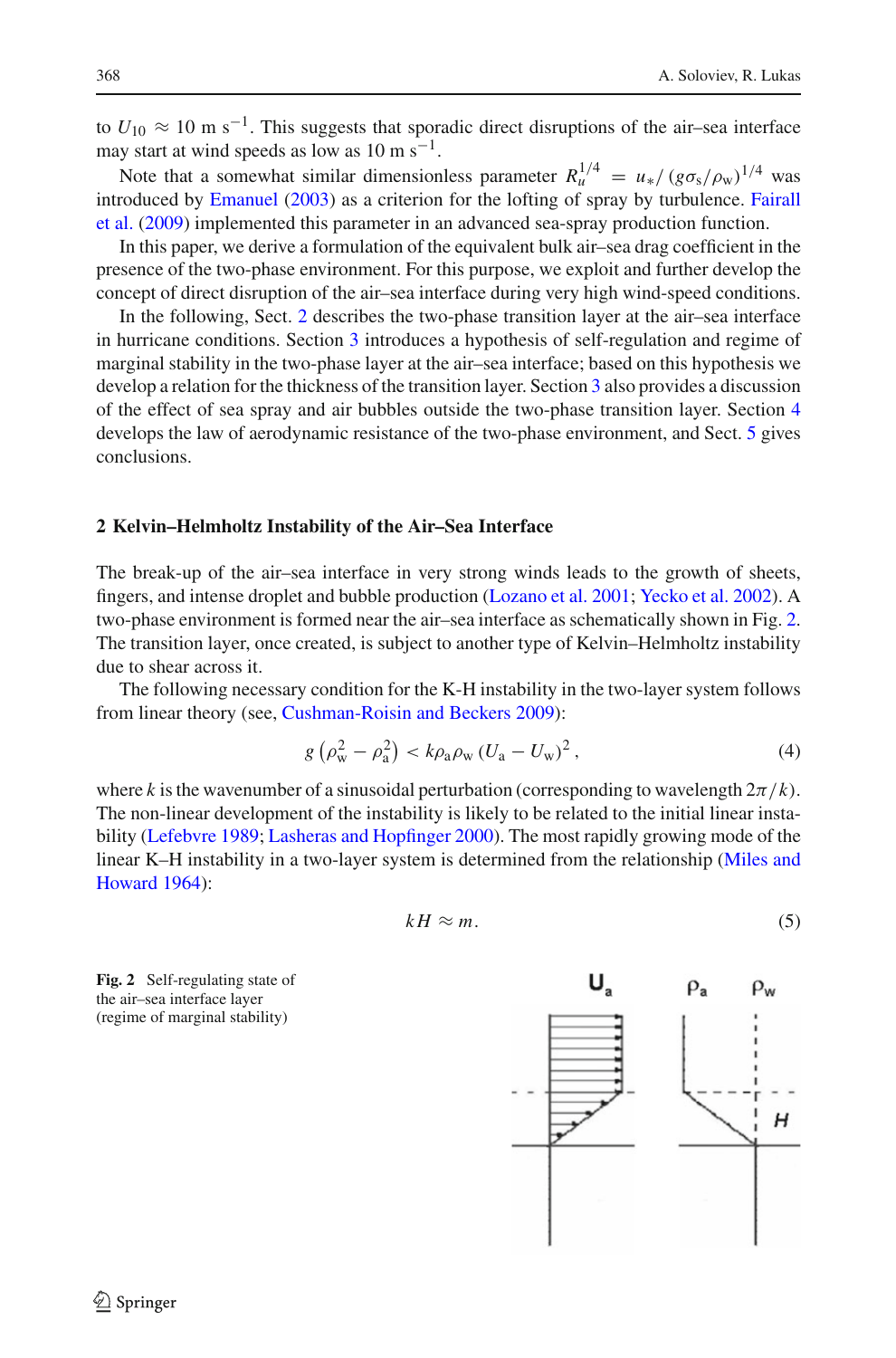to $U_{10} \approx 10$ m s$^{-1}$. This suggests that sporadic direct disruptions of the air–sea interface may start at wind speeds as low as 10 m s$^{-1}$.

Note that a somewhat similar dimensionless parameter $R_u^{1/4} = u_*/(g\sigma_s/\rho_w)^{1/4}$ was introduced by Emanuel (2003) as a criterion for the lofting of spray by turbulence. Fairall et al. (2009) implemented this parameter in an advanced sea-spray production function.

In this paper, we derive a formulation of the equivalent bulk air–sea drag coefficient in the presence of the two-phase environment. For this purpose, we exploit and further develop the concept of direct disruption of the air–sea interface during very high wind-speed conditions.

In the following, Sect. 2 describes the two-phase transition layer at the air–sea interface in hurricane conditions. Section 3 introduces a hypothesis of self-regulation and regime of marginal stability in the two-phase layer at the air–sea interface; based on this hypothesis we develop a relation for the thickness of the transition layer. Section 3 also provides a discussion of the effect of sea spray and air bubbles outside the two-phase transition layer. Section 4 develops the law of aerodynamic resistance of the two-phase environment, and Sect. 5 gives conclusions.

## 2 Kelvin–Helmholtz Instability of the Air–Sea Interface

The break-up of the air–sea interface in very strong winds leads to the growth of sheets, fingers, and intense droplet and bubble production (Lozano et al. 2001; Yecko et al. 2002). A two-phase environment is formed near the air–sea interface as schematically shown in Fig. 2. The transition layer, once created, is subject to another type of Kelvin–Helmholtz instability due to shear across it.

The following necessary condition for the K-H instability in the two-layer system follows from linear theory (see, Cushman-Roisin and Beckers 2009):

$$g\left(\rho_w^2 - \rho_a^2\right) < k\rho_a\rho_w\left(U_a - U_w\right)^2, \tag{4}$$

where $k$ is the wavenumber of a sinusoidal perturbation (corresponding to wavelength $2\pi/k$). The non-linear development of the instability is likely to be related to the initial linear instability (Lefebvre 1989; Lasheras and Hopfinger 2000). The most rapidly growing mode of the linear K–H instability in a two-layer system is determined from the relationship (Miles and Howard 1964):

$$kH \approx m. \tag{5}$$

**Fig. 2** Self-regulating state of the air–sea interface layer (regime of marginal stability)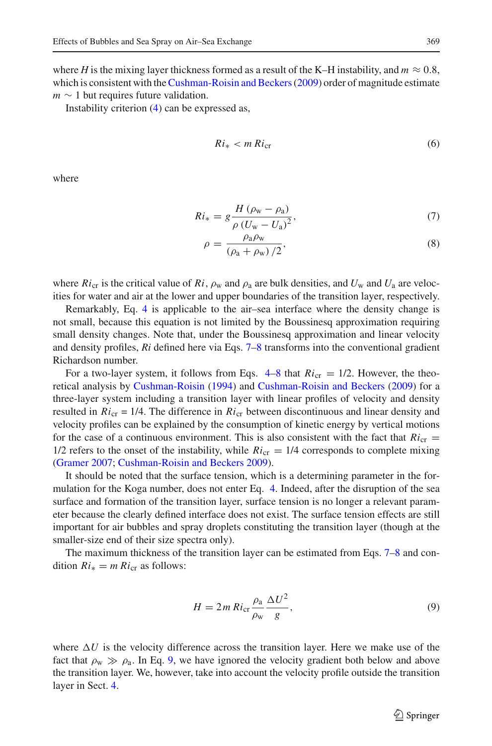where $H$ is the mixing layer thickness formed as a result of the K–H instability, and $m \approx 0.8$, which is consistent with the Cushman-Roisin and Beckers (2009) order of magnitude estimate $m \sim 1$ but requires future validation.

Instability criterion (4) can be expressed as,

$$Ri_* < m\, Ri_{\text{cr}} \tag{6}$$

where

$$Ri_* = g \frac{H\,(\rho_{\text{w}} - \rho_{\text{a}})}{\rho\,(U_{\text{w}} - U_{\text{a}})^2}, \tag{7}$$

$$\rho = \frac{\rho_{\text{a}}\rho_{\text{w}}}{(\rho_{\text{a}} + \rho_{\text{w}})\,/2}, \tag{8}$$

where $Ri_{\text{cr}}$ is the critical value of $Ri$, $\rho_{\text{w}}$ and $\rho_{\text{a}}$ are bulk densities, and $U_{\text{w}}$ and $U_{\text{a}}$ are velocities for water and air at the lower and upper boundaries of the transition layer, respectively.

Remarkably, Eq. 4 is applicable to the air–sea interface where the density change is not small, because this equation is not limited by the Boussinesq approximation requiring small density changes. Note that, under the Boussinesq approximation and linear velocity and density profiles, $Ri$ defined here via Eqs. 7–8 transforms into the conventional gradient Richardson number.

For a two-layer system, it follows from Eqs. 4–8 that $Ri_{\text{cr}} = 1/2$. However, the theoretical analysis by Cushman-Roisin (1994) and Cushman-Roisin and Beckers (2009) for a three-layer system including a transition layer with linear profiles of velocity and density resulted in $Ri_{\text{cr}} = 1/4$. The difference in $Ri_{\text{cr}}$ between discontinuous and linear density and velocity profiles can be explained by the consumption of kinetic energy by vertical motions for the case of a continuous environment. This is also consistent with the fact that $Ri_{\text{cr}} = 1/2$ refers to the onset of the instability, while $Ri_{\text{cr}} = 1/4$ corresponds to complete mixing (Gramer 2007; Cushman-Roisin and Beckers 2009).

It should be noted that the surface tension, which is a determining parameter in the formulation for the Koga number, does not enter Eq. 4. Indeed, after the disruption of the sea surface and formation of the transition layer, surface tension is no longer a relevant parameter because the clearly defined interface does not exist. The surface tension effects are still important for air bubbles and spray droplets constituting the transition layer (though at the smaller-size end of their size spectra only).

The maximum thickness of the transition layer can be estimated from Eqs. 7–8 and condition $Ri_* = m\, Ri_{\text{cr}}$ as follows:

$$H = 2m\, Ri_{\text{cr}} \frac{\rho_{\text{a}}}{\rho_{\text{w}}} \frac{\Delta U^2}{g}, \tag{9}$$

where $\Delta U$ is the velocity difference across the transition layer. Here we make use of the fact that $\rho_{\text{w}} \gg \rho_{\text{a}}$. In Eq. 9, we have ignored the velocity gradient both below and above the transition layer. We, however, take into account the velocity profile outside the transition layer in Sect. 4.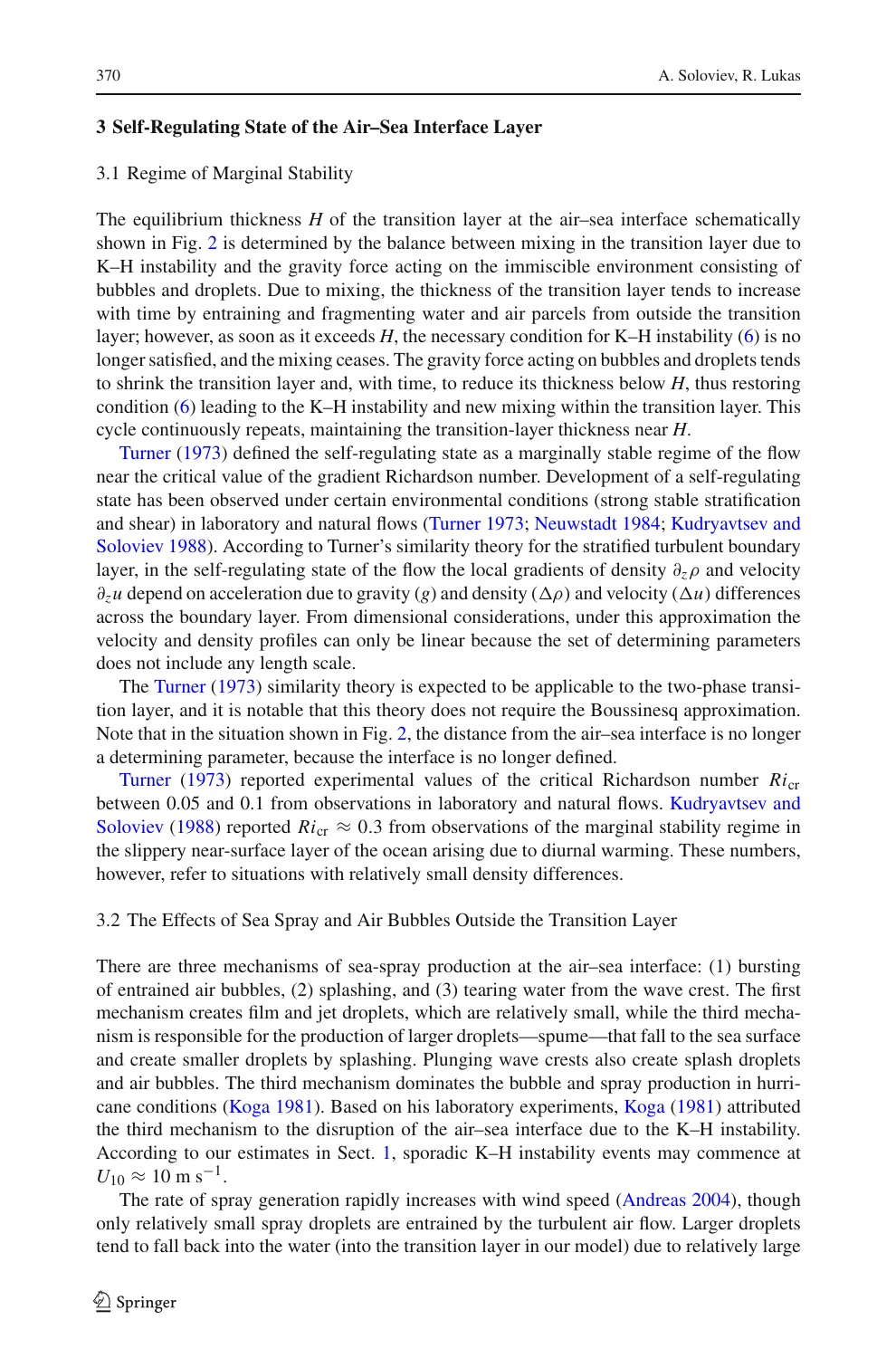## 3 Self-Regulating State of the Air–Sea Interface Layer

### 3.1 Regime of Marginal Stability

The equilibrium thickness $H$ of the transition layer at the air–sea interface schematically shown in Fig. 2 is determined by the balance between mixing in the transition layer due to K–H instability and the gravity force acting on the immiscible environment consisting of bubbles and droplets. Due to mixing, the thickness of the transition layer tends to increase with time by entraining and fragmenting water and air parcels from outside the transition layer; however, as soon as it exceeds $H$, the necessary condition for K–H instability (6) is no longer satisfied, and the mixing ceases. The gravity force acting on bubbles and droplets tends to shrink the transition layer and, with time, to reduce its thickness below $H$, thus restoring condition (6) leading to the K–H instability and new mixing within the transition layer. This cycle continuously repeats, maintaining the transition-layer thickness near $H$.

Turner (1973) defined the self-regulating state as a marginally stable regime of the flow near the critical value of the gradient Richardson number. Development of a self-regulating state has been observed under certain environmental conditions (strong stable stratification and shear) in laboratory and natural flows (Turner 1973; Neuwstadt 1984; Kudryavtsev and Soloviev 1988). According to Turner's similarity theory for the stratified turbulent boundary layer, in the self-regulating state of the flow the local gradients of density $\partial_z \rho$ and velocity $\partial_z u$ depend on acceleration due to gravity ($g$) and density ($\Delta\rho$) and velocity ($\Delta u$) differences across the boundary layer. From dimensional considerations, under this approximation the velocity and density profiles can only be linear because the set of determining parameters does not include any length scale.

The Turner (1973) similarity theory is expected to be applicable to the two-phase transition layer, and it is notable that this theory does not require the Boussinesq approximation. Note that in the situation shown in Fig. 2, the distance from the air–sea interface is no longer a determining parameter, because the interface is no longer defined.

Turner (1973) reported experimental values of the critical Richardson number $Ri_{\text{cr}}$ between 0.05 and 0.1 from observations in laboratory and natural flows. Kudryavtsev and Soloviev (1988) reported $Ri_{\text{cr}} \approx 0.3$ from observations of the marginal stability regime in the slippery near-surface layer of the ocean arising due to diurnal warming. These numbers, however, refer to situations with relatively small density differences.

### 3.2 The Effects of Sea Spray and Air Bubbles Outside the Transition Layer

There are three mechanisms of sea-spray production at the air–sea interface: (1) bursting of entrained air bubbles, (2) splashing, and (3) tearing water from the wave crest. The first mechanism creates film and jet droplets, which are relatively small, while the third mechanism is responsible for the production of larger droplets—spume—that fall to the sea surface and create smaller droplets by splashing. Plunging wave crests also create splash droplets and air bubbles. The third mechanism dominates the bubble and spray production in hurricane conditions (Koga 1981). Based on his laboratory experiments, Koga (1981) attributed the third mechanism to the disruption of the air–sea interface due to the K–H instability. According to our estimates in Sect. 1, sporadic K–H instability events may commence at $U_{10} \approx 10\ \text{m s}^{-1}$.

The rate of spray generation rapidly increases with wind speed (Andreas 2004), though only relatively small spray droplets are entrained by the turbulent air flow. Larger droplets tend to fall back into the water (into the transition layer in our model) due to relatively large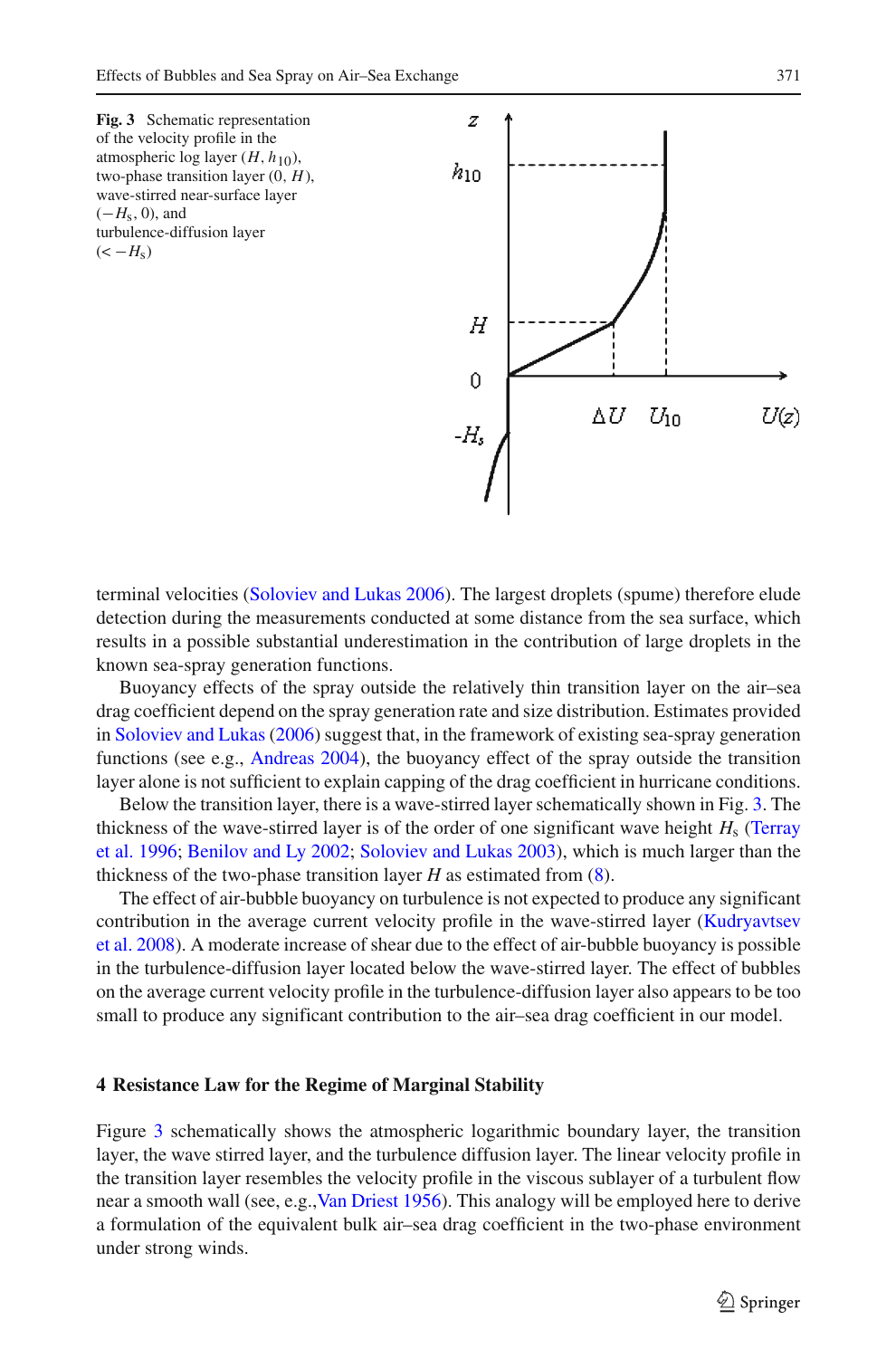**Fig. 3** Schematic representation of the velocity profile in the atmospheric log layer ($H$, $h_{10}$), two-phase transition layer (0, $H$), wave-stirred near-surface layer ($-H_s$, 0), and turbulence-diffusion layer ($< -H_s$)

terminal velocities (Soloviev and Lukas 2006). The largest droplets (spume) therefore elude detection during the measurements conducted at some distance from the sea surface, which results in a possible substantial underestimation in the contribution of large droplets in the known sea-spray generation functions.

Buoyancy effects of the spray outside the relatively thin transition layer on the air–sea drag coefficient depend on the spray generation rate and size distribution. Estimates provided in Soloviev and Lukas (2006) suggest that, in the framework of existing sea-spray generation functions (see e.g., Andreas 2004), the buoyancy effect of the spray outside the transition layer alone is not sufficient to explain capping of the drag coefficient in hurricane conditions.

Below the transition layer, there is a wave-stirred layer schematically shown in Fig. 3. The thickness of the wave-stirred layer is of the order of one significant wave height $H_s$ (Terray et al. 1996; Benilov and Ly 2002; Soloviev and Lukas 2003), which is much larger than the thickness of the two-phase transition layer $H$ as estimated from (8).

The effect of air-bubble buoyancy on turbulence is not expected to produce any significant contribution in the average current velocity profile in the wave-stirred layer (Kudryavtsev et al. 2008). A moderate increase of shear due to the effect of air-bubble buoyancy is possible in the turbulence-diffusion layer located below the wave-stirred layer. The effect of bubbles on the average current velocity profile in the turbulence-diffusion layer also appears to be too small to produce any significant contribution to the air–sea drag coefficient in our model.

## 4 Resistance Law for the Regime of Marginal Stability

Figure 3 schematically shows the atmospheric logarithmic boundary layer, the transition layer, the wave stirred layer, and the turbulence diffusion layer. The linear velocity profile in the transition layer resembles the velocity profile in the viscous sublayer of a turbulent flow near a smooth wall (see, e.g.,Van Driest 1956). This analogy will be employed here to derive a formulation of the equivalent bulk air–sea drag coefficient in the two-phase environment under strong winds.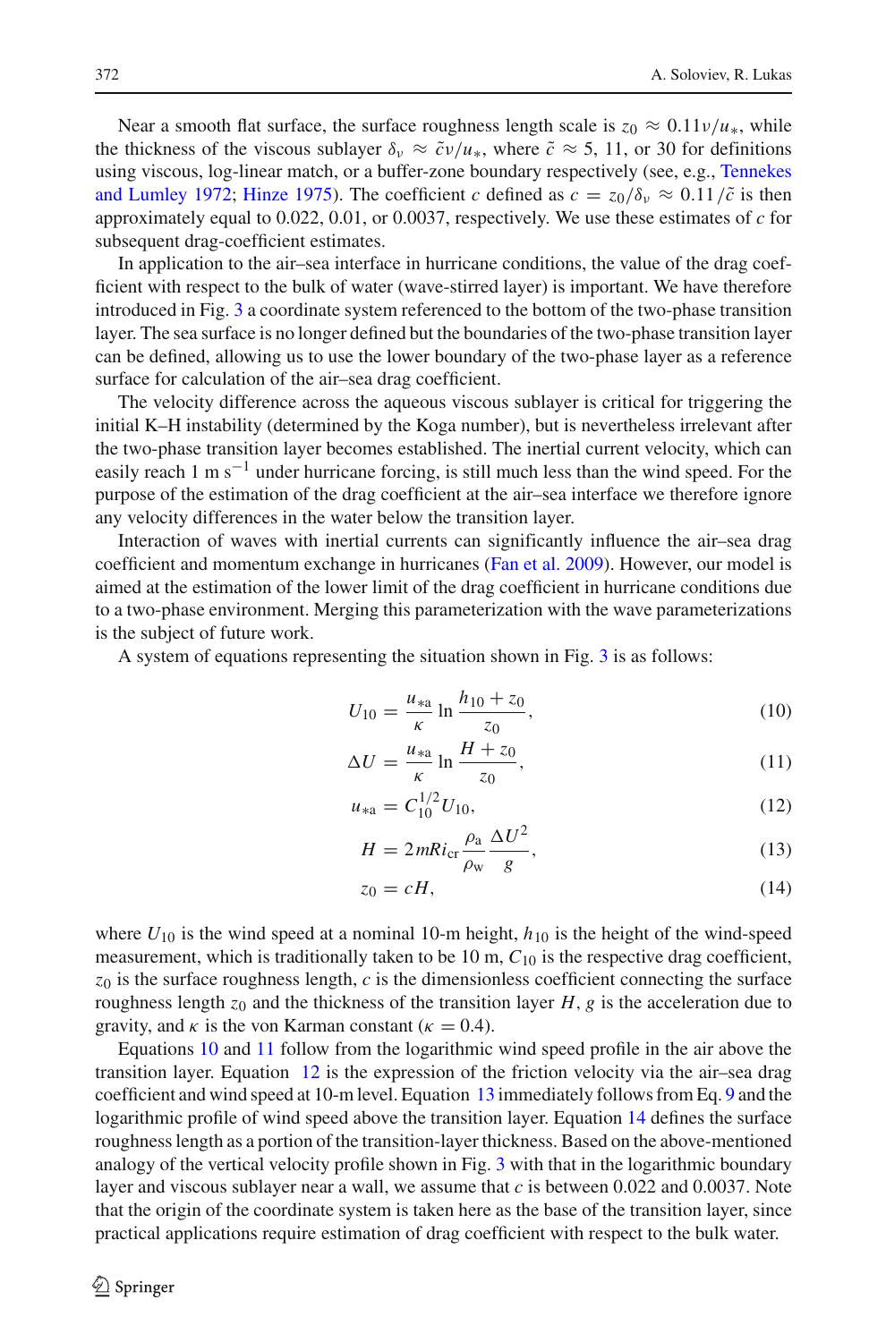Near a smooth flat surface, the surface roughness length scale is $z_0 \approx 0.11\nu/u_*$, while the thickness of the viscous sublayer $\delta_\nu \approx \tilde{c}\nu/u_*$, where $\tilde{c} \approx 5$, 11, or 30 for definitions using viscous, log-linear match, or a buffer-zone boundary respectively (see, e.g., Tennekes and Lumley 1972; Hinze 1975). The coefficient $c$ defined as $c = z_0/\delta_\nu \approx 0.11/\tilde{c}$ is then approximately equal to 0.022, 0.01, or 0.0037, respectively. We use these estimates of $c$ for subsequent drag-coefficient estimates.

In application to the air–sea interface in hurricane conditions, the value of the drag coefficient with respect to the bulk of water (wave-stirred layer) is important. We have therefore introduced in Fig. 3 a coordinate system referenced to the bottom of the two-phase transition layer. The sea surface is no longer defined but the boundaries of the two-phase transition layer can be defined, allowing us to use the lower boundary of the two-phase layer as a reference surface for calculation of the air–sea drag coefficient.

The velocity difference across the aqueous viscous sublayer is critical for triggering the initial K–H instability (determined by the Koga number), but is nevertheless irrelevant after the two-phase transition layer becomes established. The inertial current velocity, which can easily reach 1 m s$^{-1}$ under hurricane forcing, is still much less than the wind speed. For the purpose of the estimation of the drag coefficient at the air–sea interface we therefore ignore any velocity differences in the water below the transition layer.

Interaction of waves with inertial currents can significantly influence the air–sea drag coefficient and momentum exchange in hurricanes (Fan et al. 2009). However, our model is aimed at the estimation of the lower limit of the drag coefficient in hurricane conditions due to a two-phase environment. Merging this parameterization with the wave parameterizations is the subject of future work.

A system of equations representing the situation shown in Fig. 3 is as follows:

$$U_{10} = \frac{u_{*a}}{\kappa} \ln \frac{h_{10} + z_0}{z_0}, \tag{10}$$

$$\Delta U = \frac{u_{*a}}{\kappa} \ln \frac{H + z_0}{z_0}, \tag{11}$$

$$u_{*a} = C_{10}^{1/2} U_{10}, \tag{12}$$

$$H = 2mRi_{\mathrm{cr}} \frac{\rho_{\mathrm{a}}}{\rho_{\mathrm{w}}} \frac{\Delta U^2}{g}, \tag{13}$$

$$z_0 = cH, \tag{14}$$

where $U_{10}$ is the wind speed at a nominal 10-m height, $h_{10}$ is the height of the wind-speed measurement, which is traditionally taken to be 10 m, $C_{10}$ is the respective drag coefficient, $z_0$ is the surface roughness length, $c$ is the dimensionless coefficient connecting the surface roughness length $z_0$ and the thickness of the transition layer $H$, $g$ is the acceleration due to gravity, and $\kappa$ is the von Karman constant ($\kappa = 0.4$).

Equations 10 and 11 follow from the logarithmic wind speed profile in the air above the transition layer. Equation 12 is the expression of the friction velocity via the air–sea drag coefficient and wind speed at 10-m level. Equation 13 immediately follows from Eq. 9 and the logarithmic profile of wind speed above the transition layer. Equation 14 defines the surface roughness length as a portion of the transition-layer thickness. Based on the above-mentioned analogy of the vertical velocity profile shown in Fig. 3 with that in the logarithmic boundary layer and viscous sublayer near a wall, we assume that $c$ is between 0.022 and 0.0037. Note that the origin of the coordinate system is taken here as the base of the transition layer, since practical applications require estimation of drag coefficient with respect to the bulk water.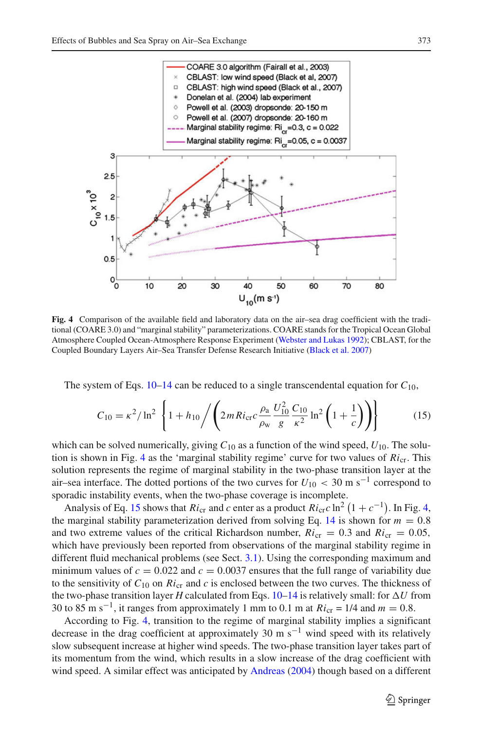**Fig. 4** Comparison of the available field and laboratory data on the air–sea drag coefficient with the traditional (COARE 3.0) and "marginal stability" parameterizations. COARE stands for the Tropical Ocean Global Atmosphere Coupled Ocean-Atmosphere Response Experiment (Webster and Lukas 1992); CBLAST, for the Coupled Boundary Layers Air–Sea Transfer Defense Research Initiative (Black et al. 2007)

The system of Eqs. 10–14 can be reduced to a single transcendental equation for $C_{10}$,

$$C_{10} = \kappa^2/\ln^2\left\{1 + h_{10}\bigg/\left(2mRi_{cr}c\frac{\rho_a}{\rho_w}\frac{U_{10}^2}{g}\frac{C_{10}}{\kappa^2}\ln^2\left(1+\frac{1}{c}\right)\right)\right\} \tag{15}$$

which can be solved numerically, giving $C_{10}$ as a function of the wind speed, $U_{10}$. The solution is shown in Fig. 4 as the 'marginal stability regime' curve for two values of $Ri_{cr}$. This solution represents the regime of marginal stability in the two-phase transition layer at the air–sea interface. The dotted portions of the two curves for $U_{10} < 30$ m s$^{-1}$ correspond to sporadic instability events, when the two-phase coverage is incomplete.

Analysis of Eq. 15 shows that $Ri_{cr}$ and $c$ enter as a product $Ri_{cr}c\ln^2\left(1+c^{-1}\right)$. In Fig. 4, the marginal stability parameterization derived from solving Eq. 14 is shown for $m = 0.8$ and two extreme values of the critical Richardson number, $Ri_{cr} = 0.3$ and $Ri_{cr} = 0.05$, which have previously been reported from observations of the marginal stability regime in different fluid mechanical problems (see Sect. 3.1). Using the corresponding maximum and minimum values of $c = 0.022$ and $c = 0.0037$ ensures that the full range of variability due to the sensitivity of $C_{10}$ on $Ri_{cr}$ and $c$ is enclosed between the two curves. The thickness of the two-phase transition layer $H$ calculated from Eqs. 10–14 is relatively small: for $\Delta U$ from 30 to 85 m s$^{-1}$, it ranges from approximately 1 mm to 0.1 m at $Ri_{cr} = 1/4$ and $m = 0.8$.

According to Fig. 4, transition to the regime of marginal stability implies a significant decrease in the drag coefficient at approximately 30 m s$^{-1}$ wind speed with its relatively slow subsequent increase at higher wind speeds. The two-phase transition layer takes part of its momentum from the wind, which results in a slow increase of the drag coefficient with wind speed. A similar effect was anticipated by Andreas (2004) though based on a different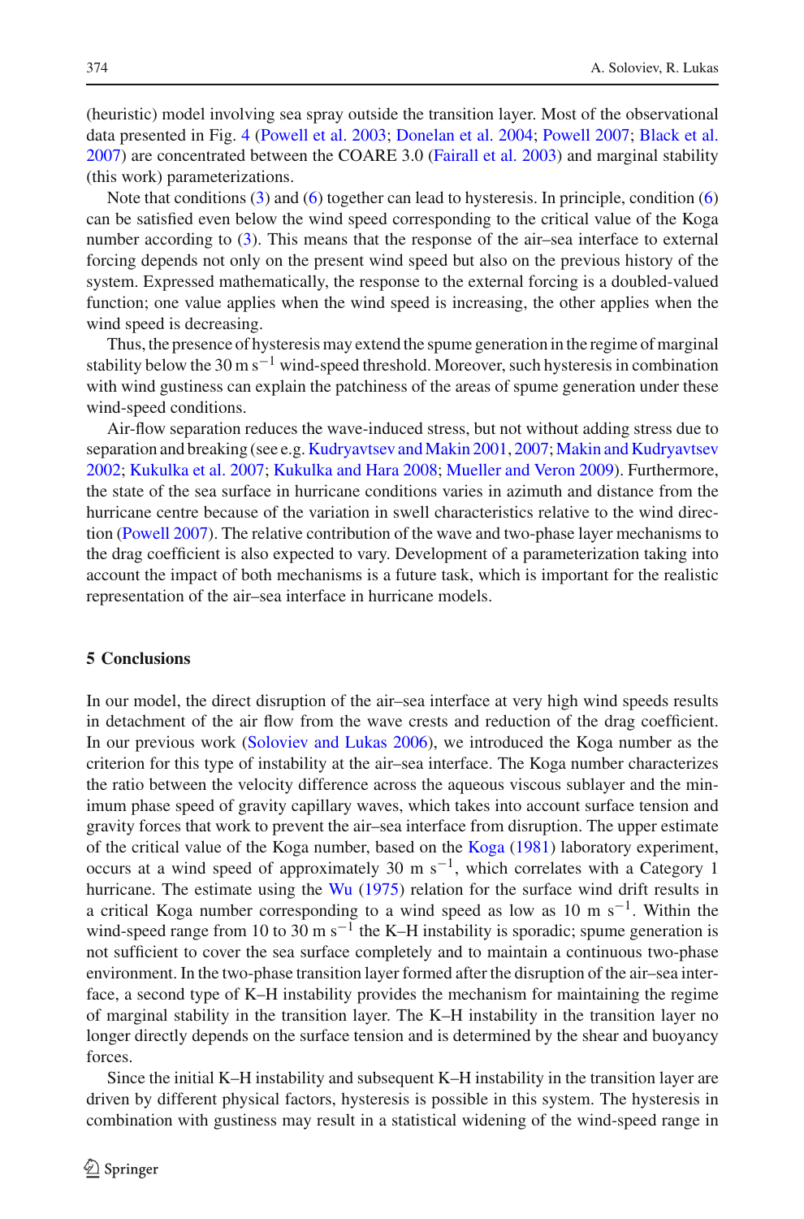(heuristic) model involving sea spray outside the transition layer. Most of the observational data presented in Fig. 4 (Powell et al. 2003; Donelan et al. 2004; Powell 2007; Black et al. 2007) are concentrated between the COARE 3.0 (Fairall et al. 2003) and marginal stability (this work) parameterizations.

Note that conditions (3) and (6) together can lead to hysteresis. In principle, condition (6) can be satisfied even below the wind speed corresponding to the critical value of the Koga number according to (3). This means that the response of the air–sea interface to external forcing depends not only on the present wind speed but also on the previous history of the system. Expressed mathematically, the response to the external forcing is a doubled-valued function; one value applies when the wind speed is increasing, the other applies when the wind speed is decreasing.

Thus, the presence of hysteresis may extend the spume generation in the regime of marginal stability below the 30 m s$^{-1}$ wind-speed threshold. Moreover, such hysteresis in combination with wind gustiness can explain the patchiness of the areas of spume generation under these wind-speed conditions.

Air-flow separation reduces the wave-induced stress, but not without adding stress due to separation and breaking (see e.g. Kudryavtsev and Makin 2001, 2007; Makin and Kudryavtsev 2002; Kukulka et al. 2007; Kukulka and Hara 2008; Mueller and Veron 2009). Furthermore, the state of the sea surface in hurricane conditions varies in azimuth and distance from the hurricane centre because of the variation in swell characteristics relative to the wind direction (Powell 2007). The relative contribution of the wave and two-phase layer mechanisms to the drag coefficient is also expected to vary. Development of a parameterization taking into account the impact of both mechanisms is a future task, which is important for the realistic representation of the air–sea interface in hurricane models.

## 5 Conclusions

In our model, the direct disruption of the air–sea interface at very high wind speeds results in detachment of the air flow from the wave crests and reduction of the drag coefficient. In our previous work (Soloviev and Lukas 2006), we introduced the Koga number as the criterion for this type of instability at the air–sea interface. The Koga number characterizes the ratio between the velocity difference across the aqueous viscous sublayer and the minimum phase speed of gravity capillary waves, which takes into account surface tension and gravity forces that work to prevent the air–sea interface from disruption. The upper estimate of the critical value of the Koga number, based on the Koga (1981) laboratory experiment, occurs at a wind speed of approximately 30 m s$^{-1}$, which correlates with a Category 1 hurricane. The estimate using the Wu (1975) relation for the surface wind drift results in a critical Koga number corresponding to a wind speed as low as 10 m s$^{-1}$. Within the wind-speed range from 10 to 30 m s$^{-1}$ the K–H instability is sporadic; spume generation is not sufficient to cover the sea surface completely and to maintain a continuous two-phase environment. In the two-phase transition layer formed after the disruption of the air–sea interface, a second type of K–H instability provides the mechanism for maintaining the regime of marginal stability in the transition layer. The K–H instability in the transition layer no longer directly depends on the surface tension and is determined by the shear and buoyancy forces.

Since the initial K–H instability and subsequent K–H instability in the transition layer are driven by different physical factors, hysteresis is possible in this system. The hysteresis in combination with gustiness may result in a statistical widening of the wind-speed range in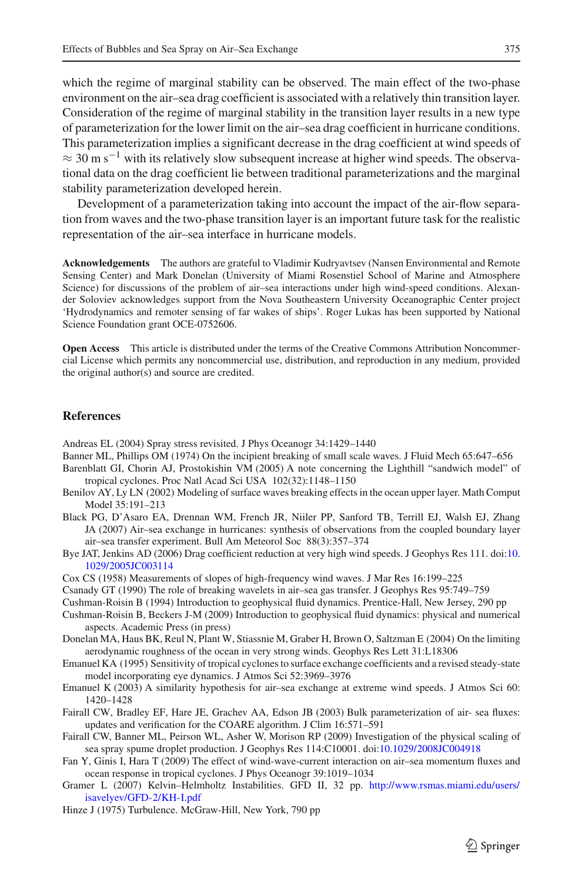which the regime of marginal stability can be observed. The main effect of the two-phase environment on the air–sea drag coefficient is associated with a relatively thin transition layer. Consideration of the regime of marginal stability in the transition layer results in a new type of parameterization for the lower limit on the air–sea drag coefficient in hurricane conditions. This parameterization implies a significant decrease in the drag coefficient at wind speeds of $\approx 30\ \mathrm{m\ s^{-1}}$ with its relatively slow subsequent increase at higher wind speeds. The observational data on the drag coefficient lie between traditional parameterizations and the marginal stability parameterization developed herein.

Development of a parameterization taking into account the impact of the air-flow separation from waves and the two-phase transition layer is an important future task for the realistic representation of the air–sea interface in hurricane models.

**Acknowledgements** The authors are grateful to Vladimir Kudryavtsev (Nansen Environmental and Remote Sensing Center) and Mark Donelan (University of Miami Rosenstiel School of Marine and Atmosphere Science) for discussions of the problem of air–sea interactions under high wind-speed conditions. Alexander Soloviev acknowledges support from the Nova Southeastern University Oceanographic Center project 'Hydrodynamics and remoter sensing of far wakes of ships'. Roger Lukas has been supported by National Science Foundation grant OCE-0752606.

**Open Access** This article is distributed under the terms of the Creative Commons Attribution Noncommercial License which permits any noncommercial use, distribution, and reproduction in any medium, provided the original author(s) and source are credited.

## References

Andreas EL (2004) Spray stress revisited. J Phys Oceanogr 34:1429–1440

Banner ML, Phillips OM (1974) On the incipient breaking of small scale waves. J Fluid Mech 65:647–656

Barenblatt GI, Chorin AJ, Prostokishin VM (2005) A note concerning the Lighthill "sandwich model" of tropical cyclones. Proc Natl Acad Sci USA 102(32):1148–1150

Benilov AY, Ly LN (2002) Modeling of surface waves breaking effects in the ocean upper layer. Math Comput Model 35:191–213

Black PG, D'Asaro EA, Drennan WM, French JR, Niiler PP, Sanford TB, Terrill EJ, Walsh EJ, Zhang JA (2007) Air–sea exchange in hurricanes: synthesis of observations from the coupled boundary layer air–sea transfer experiment. Bull Am Meteorol Soc 88(3):357–374

Bye JAT, Jenkins AD (2006) Drag coefficient reduction at very high wind speeds. J Geophys Res 111. doi:10.1029/2005JC003114

Cox CS (1958) Measurements of slopes of high-frequency wind waves. J Mar Res 16:199–225

Csanady GT (1990) The role of breaking wavelets in air–sea gas transfer. J Geophys Res 95:749–759

Cushman-Roisin B (1994) Introduction to geophysical fluid dynamics. Prentice-Hall, New Jersey, 290 pp

Cushman-Roisin B, Beckers J-M (2009) Introduction to geophysical fluid dynamics: physical and numerical aspects. Academic Press (in press)

Donelan MA, Haus BK, Reul N, Plant W, Stiassnie M, Graber H, Brown O, Saltzman E (2004) On the limiting aerodynamic roughness of the ocean in very strong winds. Geophys Res Lett 31:L18306

Emanuel KA (1995) Sensitivity of tropical cyclones to surface exchange coefficients and a revised steady-state model incorporating eye dynamics. J Atmos Sci 52:3969–3976

Emanuel K (2003) A similarity hypothesis for air–sea exchange at extreme wind speeds. J Atmos Sci 60: 1420–1428

Fairall CW, Bradley EF, Hare JE, Grachev AA, Edson JB (2003) Bulk parameterization of air- sea fluxes: updates and verification for the COARE algorithm. J Clim 16:571–591

Fairall CW, Banner ML, Peirson WL, Asher W, Morison RP (2009) Investigation of the physical scaling of sea spray spume droplet production. J Geophys Res 114:C10001. doi:10.1029/2008JC004918

Fan Y, Ginis I, Hara T (2009) The effect of wind-wave-current interaction on air–sea momentum fluxes and ocean response in tropical cyclones. J Phys Oceanogr 39:1019–1034

Gramer L (2007) Kelvin–Helmholtz Instabilities. GFD II, 32 pp. http://www.rsmas.miami.edu/users/isavelyev/GFD-2/KH-I.pdf

Hinze J (1975) Turbulence. McGraw-Hill, New York, 790 pp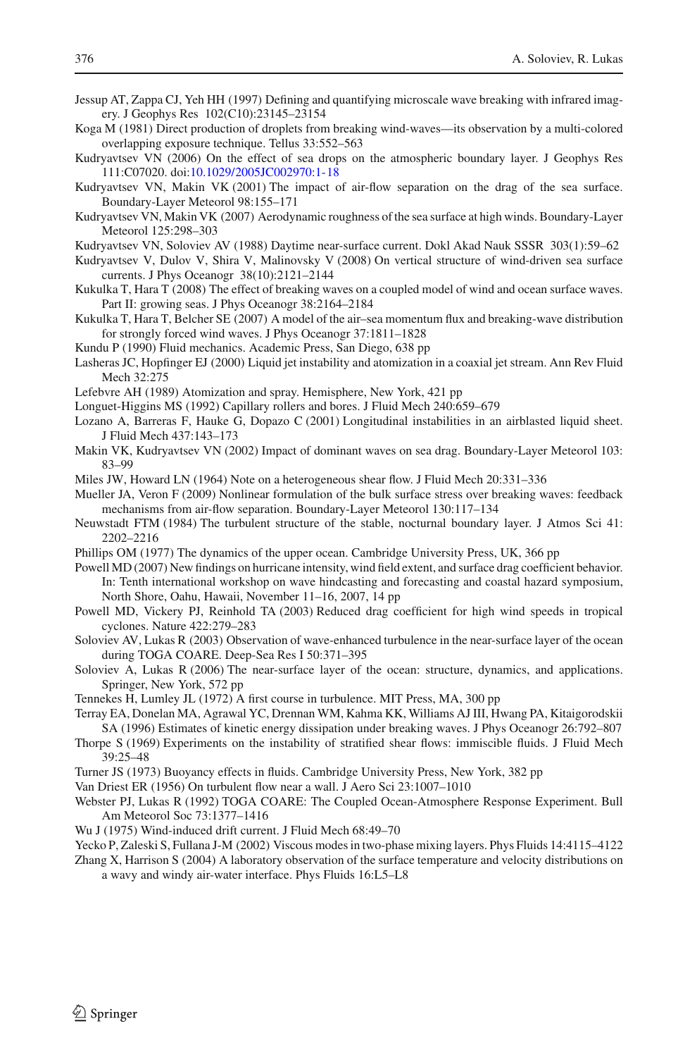Jessup AT, Zappa CJ, Yeh HH (1997) Defining and quantifying microscale wave breaking with infrared imagery. J Geophys Res 102(C10):23145–23154

Koga M (1981) Direct production of droplets from breaking wind-waves—its observation by a multi-colored overlapping exposure technique. Tellus 33:552–563

Kudryavtsev VN (2006) On the effect of sea drops on the atmospheric boundary layer. J Geophys Res 111:C07020. doi:10.1029/2005JC002970:1-18

Kudryavtsev VN, Makin VK (2001) The impact of air-flow separation on the drag of the sea surface. Boundary-Layer Meteorol 98:155–171

Kudryavtsev VN, Makin VK (2007) Aerodynamic roughness of the sea surface at high winds. Boundary-Layer Meteorol 125:298–303

Kudryavtsev VN, Soloviev AV (1988) Daytime near-surface current. Dokl Akad Nauk SSSR 303(1):59–62

Kudryavtsev V, Dulov V, Shira V, Malinovsky V (2008) On vertical structure of wind-driven sea surface currents. J Phys Oceanogr 38(10):2121–2144

Kukulka T, Hara T (2008) The effect of breaking waves on a coupled model of wind and ocean surface waves. Part II: growing seas. J Phys Oceanogr 38:2164–2184

Kukulka T, Hara T, Belcher SE (2007) A model of the air–sea momentum flux and breaking-wave distribution for strongly forced wind waves. J Phys Oceanogr 37:1811–1828

Kundu P (1990) Fluid mechanics. Academic Press, San Diego, 638 pp

Lasheras JC, Hopfinger EJ (2000) Liquid jet instability and atomization in a coaxial jet stream. Ann Rev Fluid Mech 32:275

Lefebvre AH (1989) Atomization and spray. Hemisphere, New York, 421 pp

Longuet-Higgins MS (1992) Capillary rollers and bores. J Fluid Mech 240:659–679

Lozano A, Barreras F, Hauke G, Dopazo C (2001) Longitudinal instabilities in an airblasted liquid sheet. J Fluid Mech 437:143–173

Makin VK, Kudryavtsev VN (2002) Impact of dominant waves on sea drag. Boundary-Layer Meteorol 103: 83–99

Miles JW, Howard LN (1964) Note on a heterogeneous shear flow. J Fluid Mech 20:331–336

Mueller JA, Veron F (2009) Nonlinear formulation of the bulk surface stress over breaking waves: feedback mechanisms from air-flow separation. Boundary-Layer Meteorol 130:117–134

Neuwstadt FTM (1984) The turbulent structure of the stable, nocturnal boundary layer. J Atmos Sci 41: 2202–2216

Phillips OM (1977) The dynamics of the upper ocean. Cambridge University Press, UK, 366 pp

Powell MD (2007) New findings on hurricane intensity, wind field extent, and surface drag coefficient behavior. In: Tenth international workshop on wave hindcasting and forecasting and coastal hazard symposium, North Shore, Oahu, Hawaii, November 11–16, 2007, 14 pp

Powell MD, Vickery PJ, Reinhold TA (2003) Reduced drag coefficient for high wind speeds in tropical cyclones. Nature 422:279–283

Soloviev AV, Lukas R (2003) Observation of wave-enhanced turbulence in the near-surface layer of the ocean during TOGA COARE. Deep-Sea Res I 50:371–395

Soloviev A, Lukas R (2006) The near-surface layer of the ocean: structure, dynamics, and applications. Springer, New York, 572 pp

Tennekes H, Lumley JL (1972) A first course in turbulence. MIT Press, MA, 300 pp

Terray EA, Donelan MA, Agrawal YC, Drennan WM, Kahma KK, Williams AJ III, Hwang PA, Kitaigorodskii SA (1996) Estimates of kinetic energy dissipation under breaking waves. J Phys Oceanogr 26:792–807

Thorpe S (1969) Experiments on the instability of stratified shear flows: immiscible fluids. J Fluid Mech 39:25–48

Turner JS (1973) Buoyancy effects in fluids. Cambridge University Press, New York, 382 pp

Van Driest ER (1956) On turbulent flow near a wall. J Aero Sci 23:1007–1010

Webster PJ, Lukas R (1992) TOGA COARE: The Coupled Ocean-Atmosphere Response Experiment. Bull Am Meteorol Soc 73:1377–1416

Wu J (1975) Wind-induced drift current. J Fluid Mech 68:49–70

Yecko P, Zaleski S, Fullana J-M (2002) Viscous modes in two-phase mixing layers. Phys Fluids 14:4115–4122

Zhang X, Harrison S (2004) A laboratory observation of the surface temperature and velocity distributions on a wavy and windy air-water interface. Phys Fluids 16:L5–L8